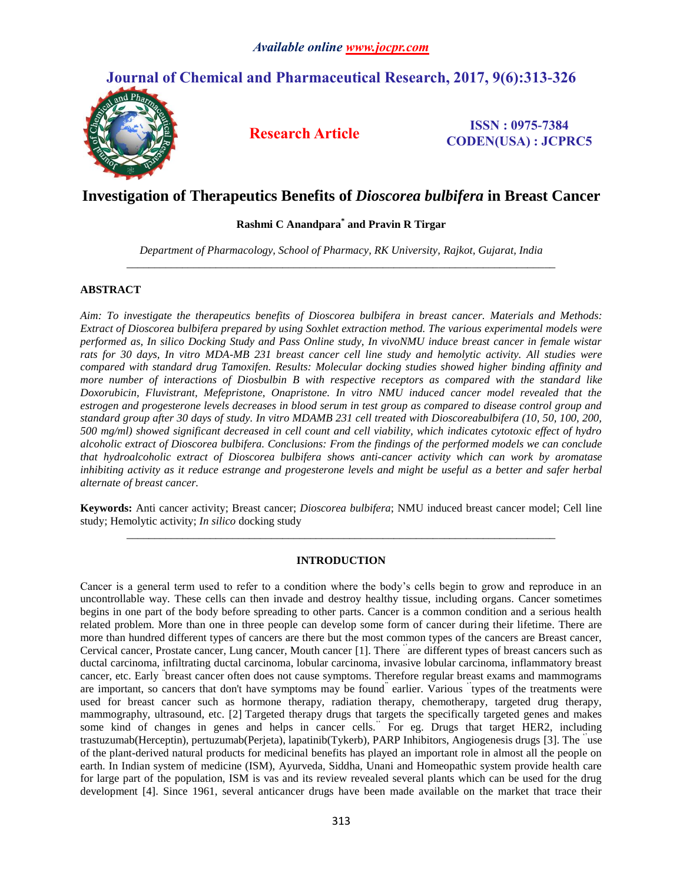*Available online www.jocpr.com*

# Journal of Chemical and Pharmaceutical Research, 2017, 9(6):313-326

**Research Article**

**ISSN : 0975-7384**
**CODEN(USA) : JCPRC5**

# Investigation of Therapeutics Benefits of *Dioscorea bulbifera* in Breast Cancer

**Rashmi C Anandpara*** **and Pravin R Tirgar**

*Department of Pharmacology, School of Pharmacy, RK University, Rajkot, Gujarat, India*

---

## ABSTRACT

*Aim: To investigate the therapeutics benefits of Dioscorea bulbifera in breast cancer. Materials and Methods: Extract of Dioscorea bulbifera prepared by using Soxhlet extraction method. The various experimental models were performed as, In silico Docking Study and Pass Online study, In vivoNMU induce breast cancer in female wistar rats for 30 days, In vitro MDA-MB 231 breast cancer cell line study and hemolytic activity. All studies were compared with standard drug Tamoxifen. Results: Molecular docking studies showed higher binding affinity and more number of interactions of Diosbulbin B with respective receptors as compared with the standard like Doxorubicin, Fluvistrant, Mefepristone, Onapristone. In vitro NMU induced cancer model revealed that the estrogen and progesterone levels decreases in blood serum in test group as compared to disease control group and standard group after 30 days of study. In vitro MDAMB 231 cell treated with Dioscoreabulbifera (10, 50, 100, 200, 500 mg/ml) showed significant decreased in cell count and cell viability, which indicates cytotoxic effect of hydro alcoholic extract of Dioscorea bulbifera. Conclusions: From the findings of the performed models we can conclude that hydroalcoholic extract of Dioscorea bulbifera shows anti-cancer activity which can work by aromatase inhibiting activity as it reduce estrange and progesterone levels and might be useful as a better and safer herbal alternate of breast cancer.*

**Keywords:** Anti cancer activity; Breast cancer; *Dioscorea bulbifera*; NMU induced breast cancer model; Cell line study; Hemolytic activity; *In silico* docking study

---

## INTRODUCTION

Cancer is a general term used to refer to a condition where the body's cells begin to grow and reproduce in an uncontrollable way. These cells can then invade and destroy healthy tissue, including organs. Cancer sometimes begins in one part of the body before spreading to other parts. Cancer is a common condition and a serious health related problem. More than one in three people can develop some form of cancer during their lifetime. There are more than hundred different types of cancers are there but the most common types of the cancers are Breast cancer, Cervical cancer, Prostate cancer, Lung cancer, Mouth cancer [1]. There ˝are different types of breast cancers such as ductal carcinoma, infiltrating ductal carcinoma, lobular carcinoma, invasive lobular carcinoma, inflammatory breast cancer, etc. Early ˝breast cancer often does not cause symptoms. Therefore regular breast exams and mammograms are important, so cancers that don't have symptoms may be found˝ earlier. Various ˝types of the treatments were used for breast cancer such as hormone therapy, radiation therapy, chemotherapy, targeted drug therapy, mammography, ultrasound, etc. [2] Targeted therapy drugs that targets the specifically targeted genes and makes some kind of changes in genes and helps in cancer cells.˝ For eg. Drugs that target HER2, including trastuzumab(Herceptin), pertuzumab(Perjeta), lapatinib(Tykerb), PARP Inhibitors, Angiogenesis drugs [3]. The ˝use of the plant-derived natural products for medicinal benefits has played an important role in almost all the people on earth. In Indian system of medicine (ISM), Ayurveda, Siddha, Unani and Homeopathic system provide health care for large part of the population, ISM is vas and its review revealed several plants which can be used for the drug development [4]. Since 1961, several anticancer drugs have been made available on the market that trace their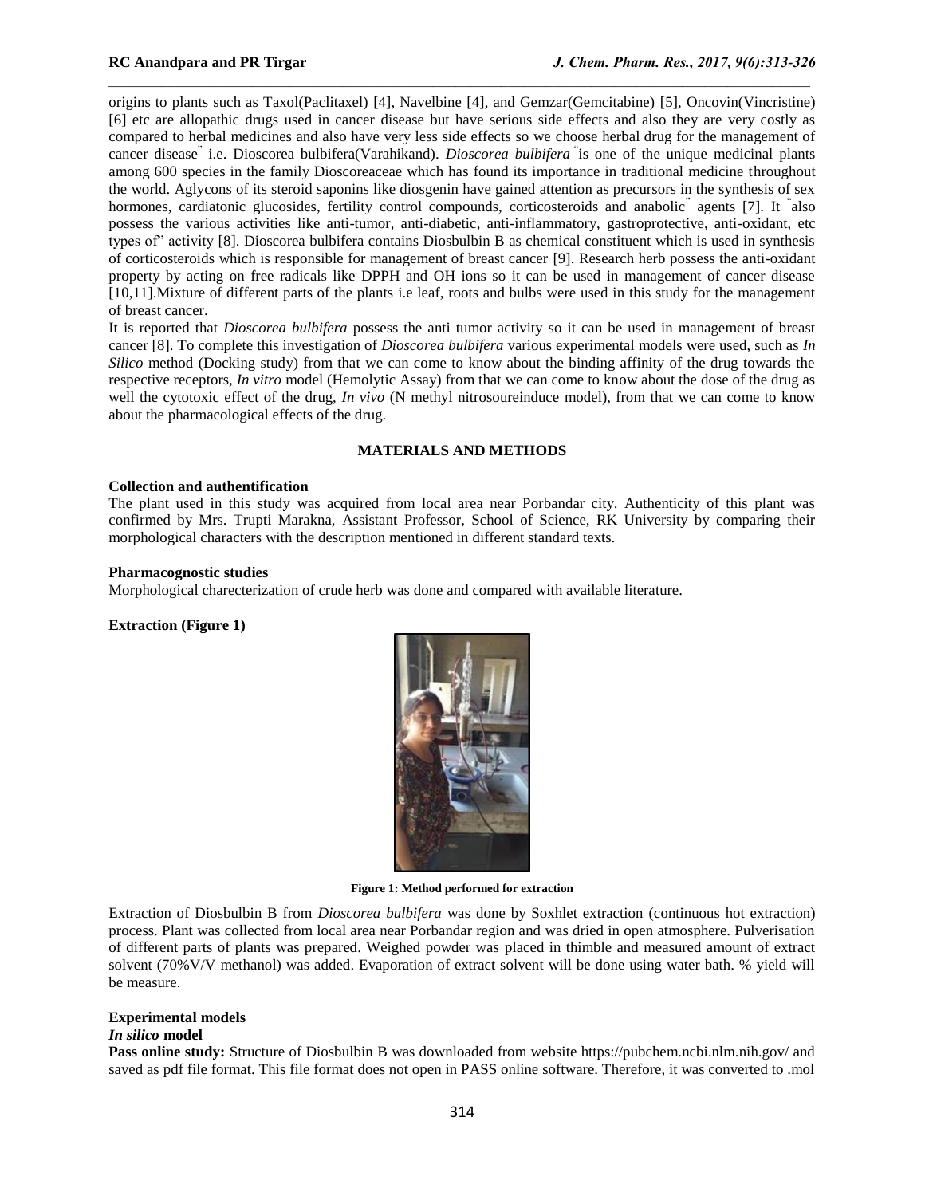origins to plants such as Taxol(Paclitaxel) [4], Navelbine [4], and Gemzar(Gemcitabine) [5], Oncovin(Vincristine) [6] etc are allopathic drugs used in cancer disease but have serious side effects and also they are very costly as compared to herbal medicines and also have very less side effects so we choose herbal drug for the management of cancer disease" i.e. Dioscorea bulbifera(Varahikand). *Dioscorea bulbifera* "is one of the unique medicinal plants among 600 species in the family Dioscoreaceae which has found its importance in traditional medicine throughout the world. Aglycons of its steroid saponins like diosgenin have gained attention as precursors in the synthesis of sex hormones, cardiatonic glucosides, fertility control compounds, corticosteroids and anabolic" agents [7]. It "also possess the various activities like anti-tumor, anti-diabetic, anti-inflammatory, gastroprotective, anti-oxidant, etc types of" activity [8]. Dioscorea bulbifera contains Diosbulbin B as chemical constituent which is used in synthesis of corticosteroids which is responsible for management of breast cancer [9]. Research herb possess the anti-oxidant property by acting on free radicals like DPPH and OH ions so it can be used in management of cancer disease [10,11].Mixture of different parts of the plants i.e leaf, roots and bulbs were used in this study for the management of breast cancer.

It is reported that *Dioscorea bulbifera* possess the anti tumor activity so it can be used in management of breast cancer [8]. To complete this investigation of *Dioscorea bulbifera* various experimental models were used, such as *In Silico* method (Docking study) from that we can come to know about the binding affinity of the drug towards the respective receptors, *In vitro* model (Hemolytic Assay) from that we can come to know about the dose of the drug as well the cytotoxic effect of the drug, *In vivo* (N methyl nitrosoureinduce model), from that we can come to know about the pharmacological effects of the drug.

## MATERIALS AND METHODS

**Collection and authentification**

The plant used in this study was acquired from local area near Porbandar city. Authenticity of this plant was confirmed by Mrs. Trupti Marakna, Assistant Professor, School of Science, RK University by comparing their morphological characters with the description mentioned in different standard texts.

**Pharmacognostic studies**

Morphological charecterization of crude herb was done and compared with available literature.

**Extraction (Figure 1)**

**Figure 1: Method performed for extraction**

Extraction of Diosbulbin B from *Dioscorea bulbifera* was done by Soxhlet extraction (continuous hot extraction) process. Plant was collected from local area near Porbandar region and was dried in open atmosphere. Pulverisation of different parts of plants was prepared. Weighed powder was placed in thimble and measured amount of extract solvent (70%V/V methanol) was added. Evaporation of extract solvent will be done using water bath. % yield will be measure.

**Experimental models**

***In silico* model**

**Pass online study:** Structure of Diosbulbin B was downloaded from website https://pubchem.ncbi.nlm.nih.gov/ and saved as pdf file format. This file format does not open in PASS online software. Therefore, it was converted to .mol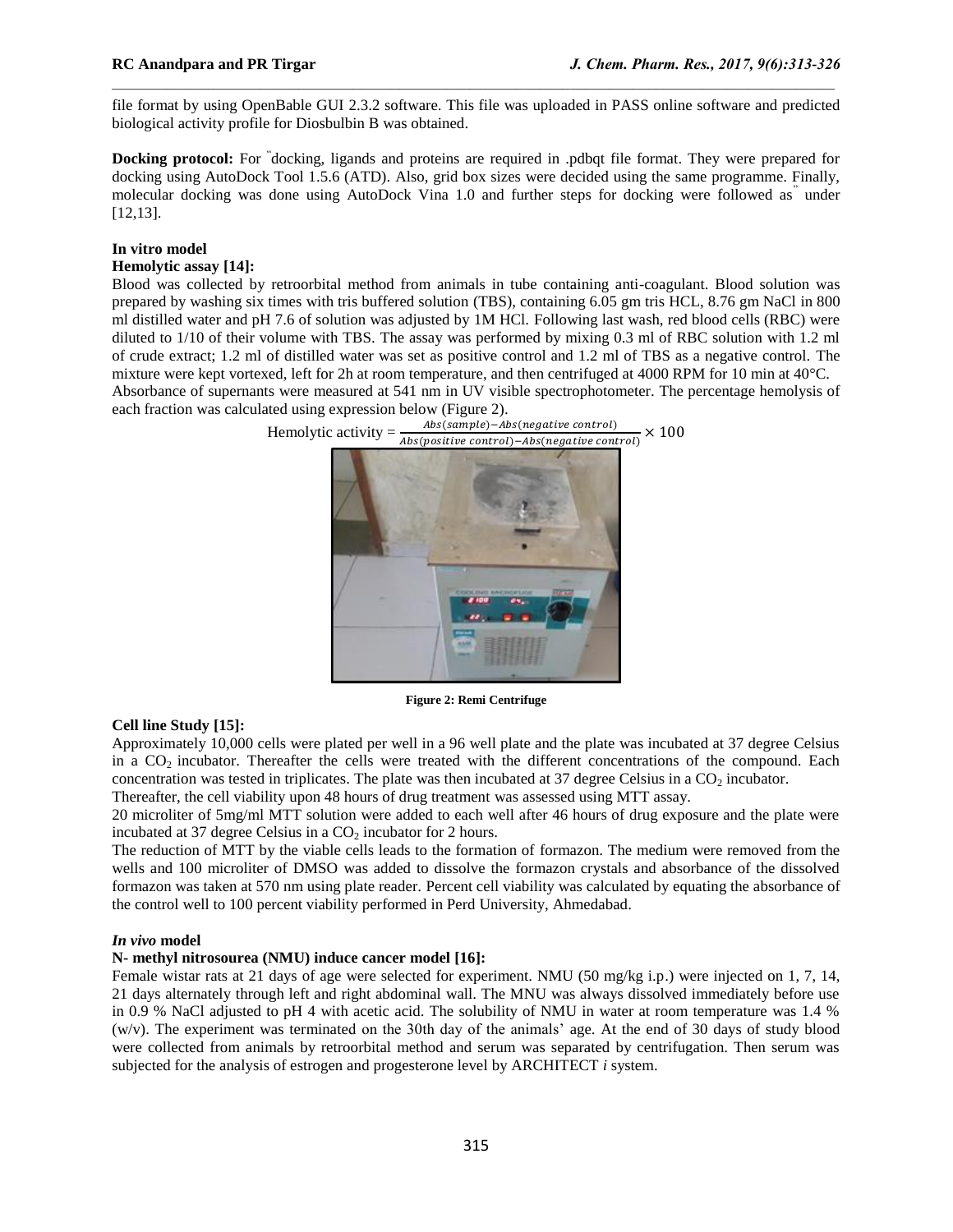file format by using OpenBable GUI 2.3.2 software. This file was uploaded in PASS online software and predicted biological activity profile for Diosbulbin B was obtained.

**Docking protocol:** For "docking, ligands and proteins are required in .pdbqt file format. They were prepared for docking using AutoDock Tool 1.5.6 (ATD). Also, grid box sizes were decided using the same programme. Finally, molecular docking was done using AutoDock Vina 1.0 and further steps for docking were followed as" under [12,13].

## In vitro model

### Hemolytic assay [14]:

Blood was collected by retroorbital method from animals in tube containing anti-coagulant. Blood solution was prepared by washing six times with tris buffered solution (TBS), containing 6.05 gm tris HCL, 8.76 gm NaCl in 800 ml distilled water and pH 7.6 of solution was adjusted by 1M HCl. Following last wash, red blood cells (RBC) were diluted to 1/10 of their volume with TBS. The assay was performed by mixing 0.3 ml of RBC solution with 1.2 ml of crude extract; 1.2 ml of distilled water was set as positive control and 1.2 ml of TBS as a negative control. The mixture were kept vortexed, left for 2h at room temperature, and then centrifuged at 4000 RPM for 10 min at 40°C. Absorbance of supernants were measured at 541 nm in UV visible spectrophotometer. The percentage hemolysis of each fraction was calculated using expression below (Figure 2).

$$\text{Hemolytic activity} = \frac{Abs(sample) - Abs(negative\ control)}{Abs(positive\ control) - Abs(negative\ control)} \times 100$$

**Figure 2: Remi Centrifuge**

### Cell line Study [15]:

Approximately 10,000 cells were plated per well in a 96 well plate and the plate was incubated at 37 degree Celsius in a $CO_2$ incubator. Thereafter the cells were treated with the different concentrations of the compound. Each concentration was tested in triplicates. The plate was then incubated at 37 degree Celsius in a $CO_2$ incubator.

Thereafter, the cell viability upon 48 hours of drug treatment was assessed using MTT assay.

20 microliter of 5mg/ml MTT solution were added to each well after 46 hours of drug exposure and the plate were incubated at 37 degree Celsius in a $CO_2$ incubator for 2 hours.

The reduction of MTT by the viable cells leads to the formation of formazon. The medium were removed from the wells and 100 microliter of DMSO was added to dissolve the formazon crystals and absorbance of the dissolved formazon was taken at 570 nm using plate reader. Percent cell viability was calculated by equating the absorbance of the control well to 100 percent viability performed in Perd University, Ahmedabad.

## *In vivo* model

### N- methyl nitrosourea (NMU) induce cancer model [16]:

Female wistar rats at 21 days of age were selected for experiment. NMU (50 mg/kg i.p.) were injected on 1, 7, 14, 21 days alternately through left and right abdominal wall. The MNU was always dissolved immediately before use in 0.9 % NaCl adjusted to pH 4 with acetic acid. The solubility of NMU in water at room temperature was 1.4 % (w/v). The experiment was terminated on the 30th day of the animals' age. At the end of 30 days of study blood were collected from animals by retroorbital method and serum was separated by centrifugation. Then serum was subjected for the analysis of estrogen and progesterone level by ARCHITECT *i* system.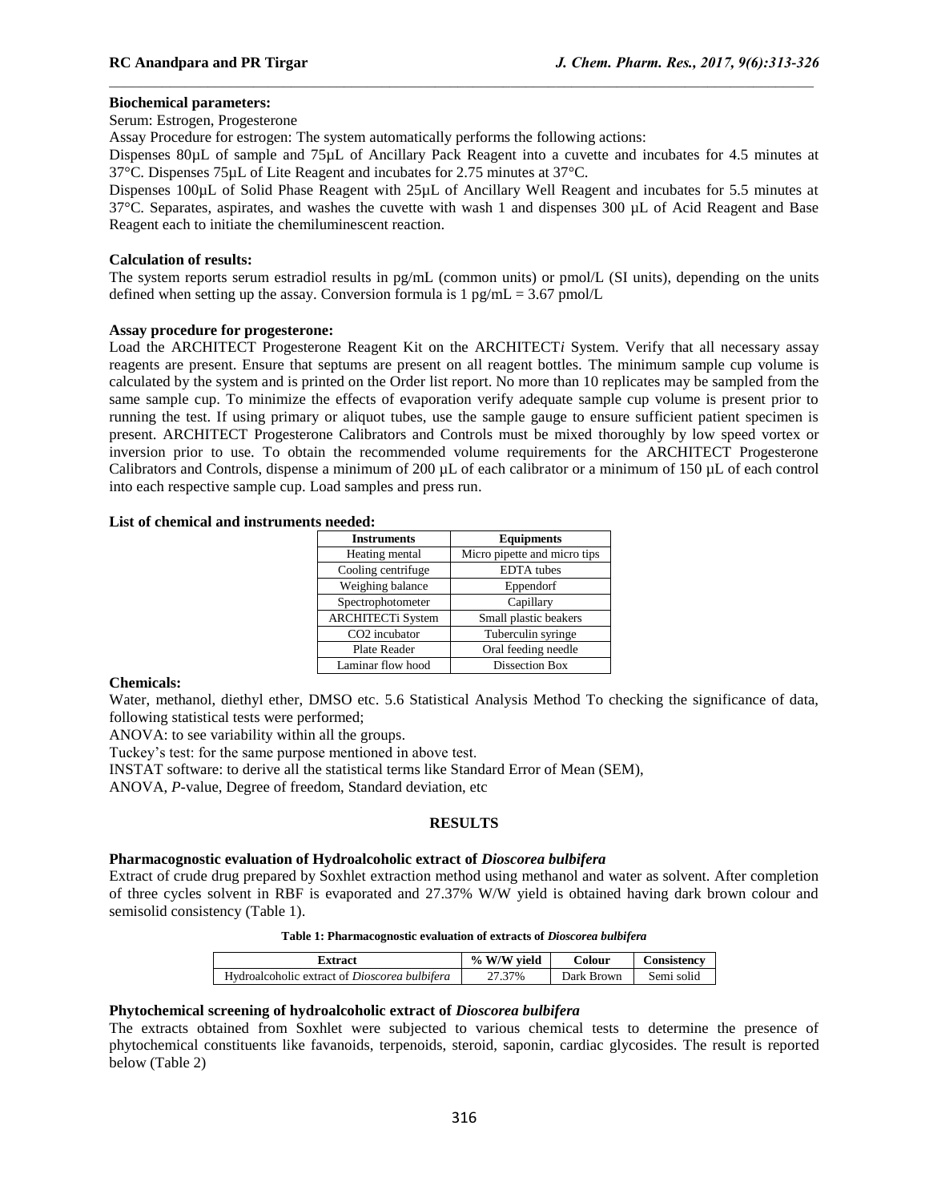**Biochemical parameters:**

Serum: Estrogen, Progesterone

Assay Procedure for estrogen: The system automatically performs the following actions:

Dispenses 80µL of sample and 75µL of Ancillary Pack Reagent into a cuvette and incubates for 4.5 minutes at 37°C. Dispenses 75µL of Lite Reagent and incubates for 2.75 minutes at 37°C.

Dispenses 100µL of Solid Phase Reagent with 25µL of Ancillary Well Reagent and incubates for 5.5 minutes at 37°C. Separates, aspirates, and washes the cuvette with wash 1 and dispenses 300 µL of Acid Reagent and Base Reagent each to initiate the chemiluminescent reaction.

**Calculation of results:**

The system reports serum estradiol results in pg/mL (common units) or pmol/L (SI units), depending on the units defined when setting up the assay. Conversion formula is 1 pg/mL = 3.67 pmol/L

**Assay procedure for progesterone:**

Load the ARCHITECT Progesterone Reagent Kit on the ARCHITECT*i* System. Verify that all necessary assay reagents are present. Ensure that septums are present on all reagent bottles. The minimum sample cup volume is calculated by the system and is printed on the Order list report. No more than 10 replicates may be sampled from the same sample cup. To minimize the effects of evaporation verify adequate sample cup volume is present prior to running the test. If using primary or aliquot tubes, use the sample gauge to ensure sufficient patient specimen is present. ARCHITECT Progesterone Calibrators and Controls must be mixed thoroughly by low speed vortex or inversion prior to use. To obtain the recommended volume requirements for the ARCHITECT Progesterone Calibrators and Controls, dispense a minimum of 200 µL of each calibrator or a minimum of 150 µL of each control into each respective sample cup. Load samples and press run.

**List of chemical and instruments needed:**

| Instruments | Equipments |
|---|---|
| Heating mental | Micro pipette and micro tips |
| Cooling centrifuge | EDTA tubes |
| Weighing balance | Eppendorf |
| Spectrophotometer | Capillary |
| ARCHITECTi System | Small plastic beakers |
| $CO_2$ incubator | Tuberculin syringe |
| Plate Reader | Oral feeding needle |
| Laminar flow hood | Dissection Box |

**Chemicals:**

Water, methanol, diethyl ether, DMSO etc. 5.6 Statistical Analysis Method To checking the significance of data, following statistical tests were performed;

ANOVA: to see variability within all the groups.

Tuckey's test: for the same purpose mentioned in above test.

INSTAT software: to derive all the statistical terms like Standard Error of Mean (SEM),

ANOVA, *P*-value, Degree of freedom, Standard deviation, etc

## RESULTS

**Pharmacognostic evaluation of Hydroalcoholic extract of *Dioscorea bulbifera***

Extract of crude drug prepared by Soxhlet extraction method using methanol and water as solvent. After completion of three cycles solvent in RBF is evaporated and 27.37% W/W yield is obtained having dark brown colour and semisolid consistency (Table 1).

**Table 1: Pharmacognostic evaluation of extracts of *Dioscorea bulbifera***

| Extract | % W/W yield | Colour | Consistency |
|---|---|---|---|
| Hydroalcoholic extract of *Dioscorea bulbifera* | 27.37% | Dark Brown | Semi solid |

**Phytochemical screening of hydroalcoholic extract of *Dioscorea bulbifera***

The extracts obtained from Soxhlet were subjected to various chemical tests to determine the presence of phytochemical constituents like favanoids, terpenoids, steroid, saponin, cardiac glycosides. The result is reported below (Table 2)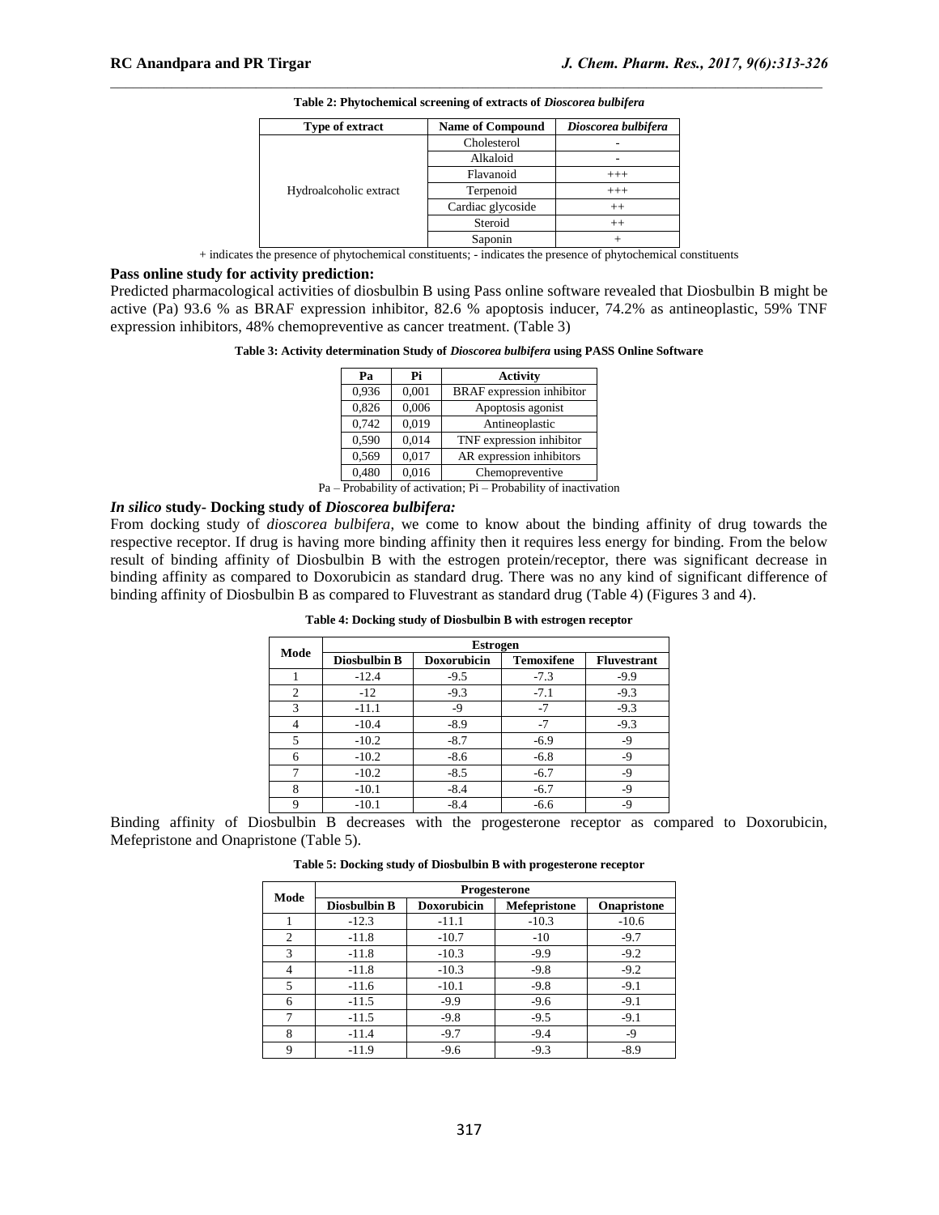**Table 2: Phytochemical screening of extracts of *Dioscorea bulbifera***

| Type of extract | Name of Compound | *Dioscorea bulbifera* |
|---|---|---|
| Hydroalcoholic extract | Cholesterol | - |
| | Alkaloid | - |
| | Flavanoid | +++ |
| | Terpenoid | +++ |
| | Cardiac glycoside | ++ |
| | Steroid | ++ |
| | Saponin | + |

+ indicates the presence of phytochemical constituents; - indicates the presence of phytochemical constituents

**Pass online study for activity prediction:**

Predicted pharmacological activities of diosbulbin B using Pass online software revealed that Diosbulbin B might be active (Pa) 93.6 % as BRAF expression inhibitor, 82.6 % apoptosis inducer, 74.2% as antineoplastic, 59% TNF expression inhibitors, 48% chemopreventive as cancer treatment. (Table 3)

**Table 3: Activity determination Study of *Dioscorea bulbifera* using PASS Online Software**

| Pa | Pi | Activity |
|---|---|---|
| 0,936 | 0,001 | BRAF expression inhibitor |
| 0,826 | 0,006 | Apoptosis agonist |
| 0,742 | 0,019 | Antineoplastic |
| 0,590 | 0,014 | TNF expression inhibitor |
| 0,569 | 0,017 | AR expression inhibitors |
| 0,480 | 0,016 | Chemopreventive |

Pa – Probability of activation; Pi – Probability of inactivation

***In silico* study- Docking study of *Dioscorea bulbifera:***

From docking study of *dioscorea bulbifera*, we come to know about the binding affinity of drug towards the respective receptor. If drug is having more binding affinity then it requires less energy for binding. From the below result of binding affinity of Diosbulbin B with the estrogen protein/receptor, there was significant decrease in binding affinity as compared to Doxorubicin as standard drug. There was no any kind of significant difference of binding affinity of Diosbulbin B as compared to Fluvestrant as standard drug (Table 4) (Figures 3 and 4).

**Table 4: Docking study of Diosbulbin B with estrogen receptor**

| Mode | Estrogen | | | |
|---|---|---|---|---|
| | **Diosbulbin B** | **Doxorubicin** | **Temoxifene** | **Fluvestrant** |
| 1 | -12.4 | -9.5 | -7.3 | -9.9 |
| 2 | -12 | -9.3 | -7.1 | -9.3 |
| 3 | -11.1 | -9 | -7 | -9.3 |
| 4 | -10.4 | -8.9 | -7 | -9.3 |
| 5 | -10.2 | -8.7 | -6.9 | -9 |
| 6 | -10.2 | -8.6 | -6.8 | -9 |
| 7 | -10.2 | -8.5 | -6.7 | -9 |
| 8 | -10.1 | -8.4 | -6.7 | -9 |
| 9 | -10.1 | -8.4 | -6.6 | -9 |

Binding affinity of Diosbulbin B decreases with the progesterone receptor as compared to Doxorubicin, Mefepristone and Onapristone (Table 5).

**Table 5: Docking study of Diosbulbin B with progesterone receptor**

| Mode | Progesterone | | | |
|---|---|---|---|---|
| | **Diosbulbin B** | **Doxorubicin** | **Mefepristone** | **Onapristone** |
| 1 | -12.3 | -11.1 | -10.3 | -10.6 |
| 2 | -11.8 | -10.7 | -10 | -9.7 |
| 3 | -11.8 | -10.3 | -9.9 | -9.2 |
| 4 | -11.8 | -10.3 | -9.8 | -9.2 |
| 5 | -11.6 | -10.1 | -9.8 | -9.1 |
| 6 | -11.5 | -9.9 | -9.6 | -9.1 |
| 7 | -11.5 | -9.8 | -9.5 | -9.1 |
| 8 | -11.4 | -9.7 | -9.4 | -9 |
| 9 | -11.9 | -9.6 | -9.3 | -8.9 |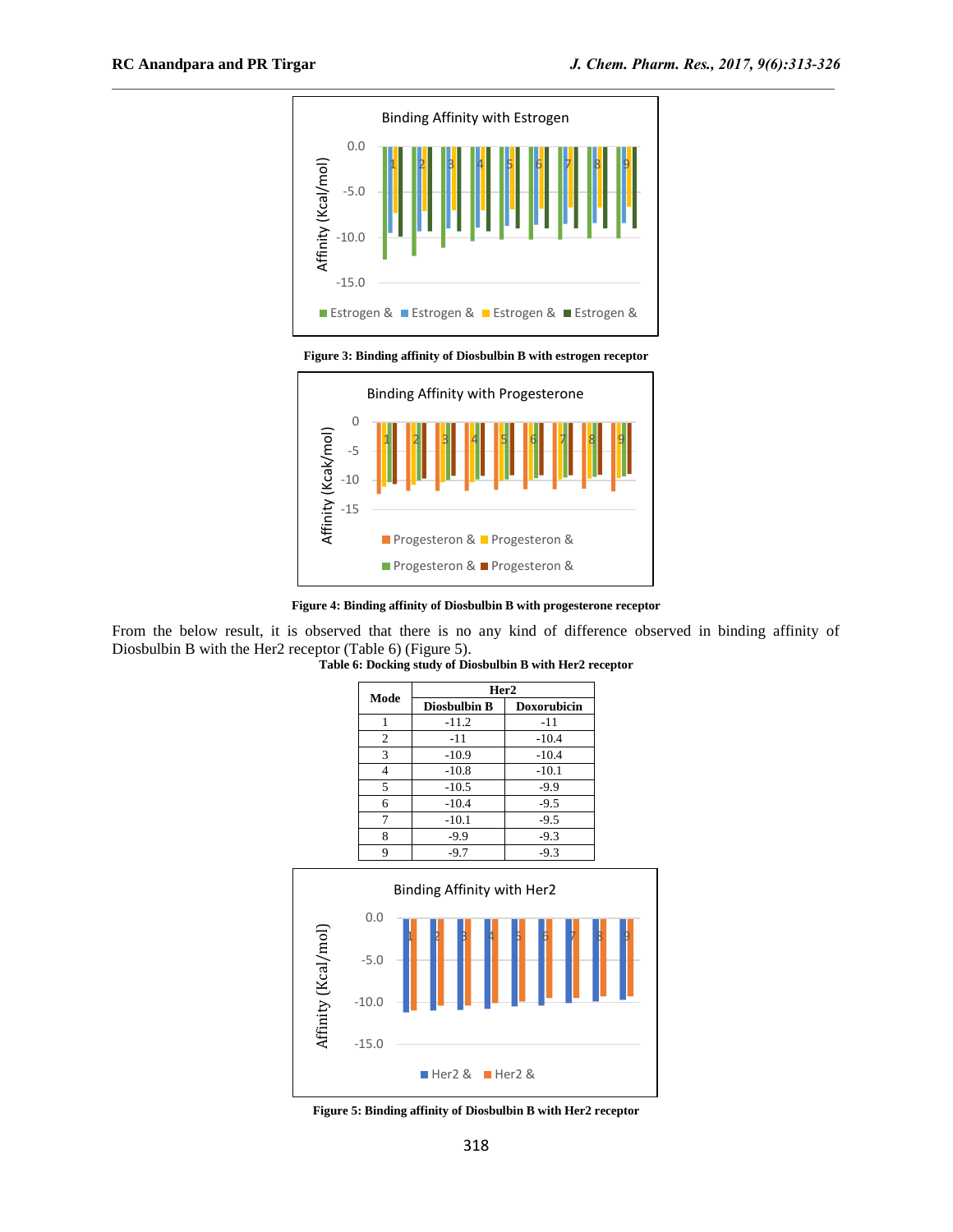Figure 3: Binding affinity of Diosbulbin B with estrogen receptor

Figure 4: Binding affinity of Diosbulbin B with progesterone receptor

From the below result, it is observed that there is no any kind of difference observed in binding affinity of Diosbulbin B with the Her2 receptor (Table 6) (Figure 5).

**Table 6: Docking study of Diosbulbin B with Her2 receptor**

| Mode | Her2 | |
|---|---|---|
| | Diosbulbin B | Doxorubicin |
| 1 | -11.2 | -11 |
| 2 | -11 | -10.4 |
| 3 | -10.9 | -10.4 |
| 4 | -10.8 | -10.1 |
| 5 | -10.5 | -9.9 |
| 6 | -10.4 | -9.5 |
| 7 | -10.1 | -9.5 |
| 8 | -9.9 | -9.3 |
| 9 | -9.7 | -9.3 |

Figure 5: Binding affinity of Diosbulbin B with Her2 receptor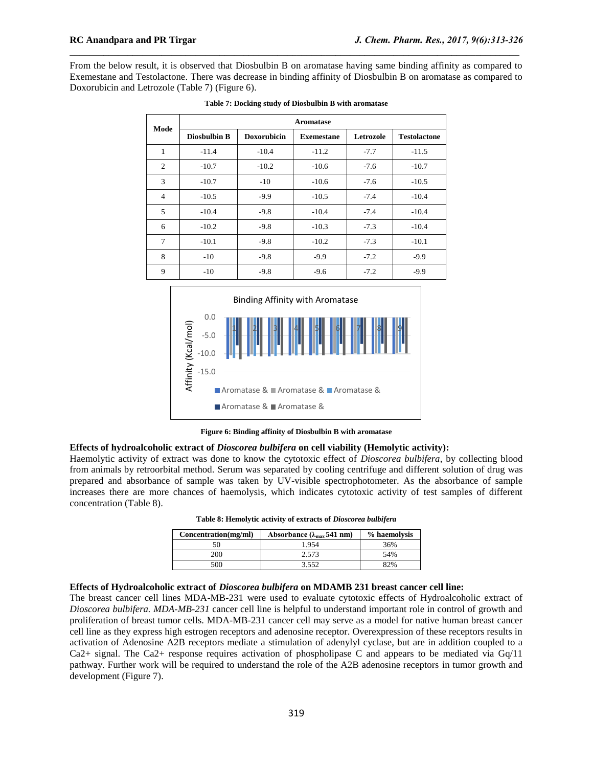From the below result, it is observed that Diosbulbin B on aromatase having same binding affinity as compared to Exemestane and Testolactone. There was decrease in binding affinity of Diosbulbin B on aromatase as compared to Doxorubicin and Letrozole (Table 7) (Figure 6).

**Table 7: Docking study of Diosbulbin B with aromatase**

| Mode | Aromatase | | | | |
|---|---|---|---|---|---|
| | Diosbulbin B | Doxorubicin | Exemestane | Letrozole | Testolactone |
| 1 | -11.4 | -10.4 | -11.2 | -7.7 | -11.5 |
| 2 | -10.7 | -10.2 | -10.6 | -7.6 | -10.7 |
| 3 | -10.7 | -10 | -10.6 | -7.6 | -10.5 |
| 4 | -10.5 | -9.9 | -10.5 | -7.4 | -10.4 |
| 5 | -10.4 | -9.8 | -10.4 | -7.4 | -10.4 |
| 6 | -10.2 | -9.8 | -10.3 | -7.3 | -10.4 |
| 7 | -10.1 | -9.8 | -10.2 | -7.3 | -10.1 |
| 8 | -10 | -9.8 | -9.9 | -7.2 | -9.9 |
| 9 | -10 | -9.8 | -9.6 | -7.2 | -9.9 |

Binding Affinity with Aromatase

Affinity (Kcal/mol)

0.0
-5.0
-10.0
-15.0

1 2 3 4 5 6 7 8 9

Aromatase & Aromatase & Aromatase & Aromatase & Aromatase &

**Figure 6: Binding affinity of Diosbulbin B with aromatase**

**Effects of hydroalcoholic extract of *Dioscorea bulbifera* on cell viability (Hemolytic activity):**

Haemolytic activity of extract was done to know the cytotoxic effect of *Dioscorea bulbifera*, by collecting blood from animals by retroorbital method. Serum was separated by cooling centrifuge and different solution of drug was prepared and absorbance of sample was taken by UV-visible spectrophotometer. As the absorbance of sample increases there are more chances of haemolysis, which indicates cytotoxic activity of test samples of different concentration (Table 8).

**Table 8: Hemolytic activity of extracts of *Dioscorea bulbifera***

| Concentration(mg/ml) | Absorbance ($\lambda_{max}$ 541 nm) | % haemolysis |
|---|---|---|
| 50 | 1.954 | 36% |
| 200 | 2.573 | 54% |
| 500 | 3.552 | 82% |

**Effects of Hydroalcoholic extract of *Dioscorea bulbifera* on MDAMB 231 breast cancer cell line:**

The breast cancer cell lines MDA-MB-231 were used to evaluate cytotoxic effects of Hydroalcoholic extract of *Dioscorea bulbifera. MDA-MB-231* cancer cell line is helpful to understand important role in control of growth and proliferation of breast tumor cells. MDA-MB-231 cancer cell may serve as a model for native human breast cancer cell line as they express high estrogen receptors and adenosine receptor. Overexpression of these receptors results in activation of Adenosine A2B receptors mediate a stimulation of adenylyl cyclase, but are in addition coupled to a $Ca^{2+}$ signal. The $Ca^{2+}$ response requires activation of phospholipase C and appears to be mediated via Gq/11 pathway. Further work will be required to understand the role of the A2B adenosine receptors in tumor growth and development (Figure 7).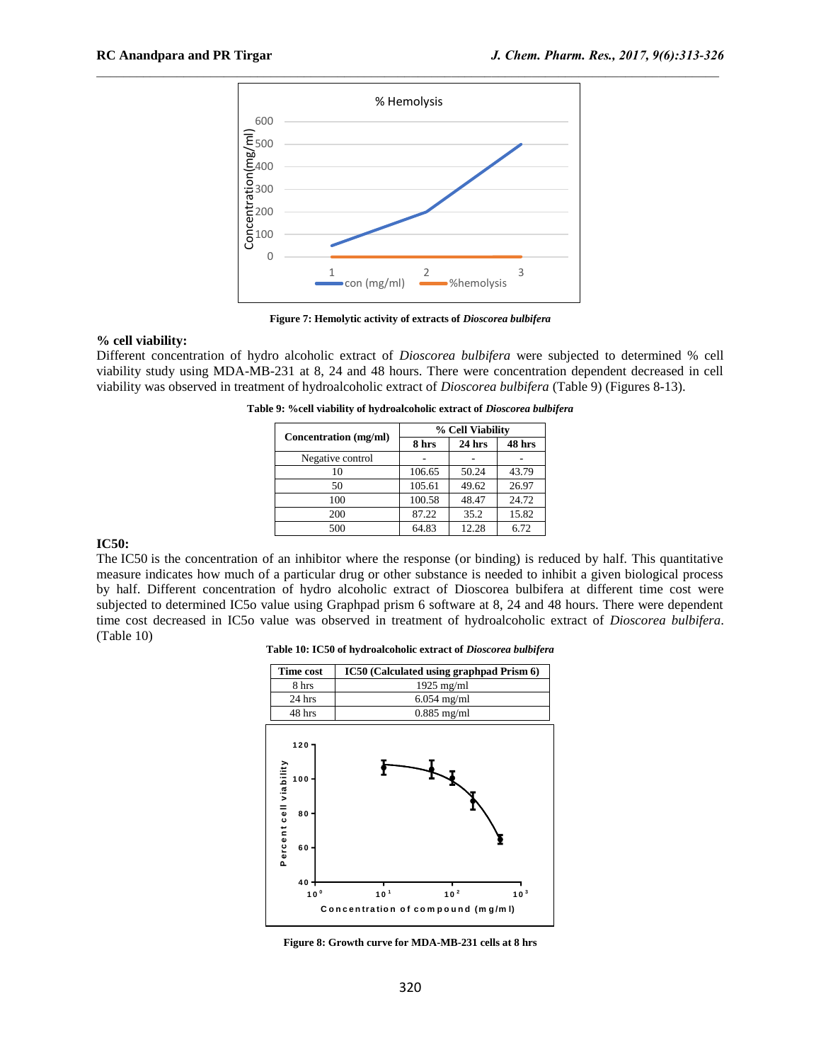% Hemolysis

600
500
400
300
200
100
0

Concentration(mg/ml)

1
2
3

con (mg/ml)
%hemolysis

**Figure 7: Hemolytic activity of extracts of *Dioscorea bulbifera***

**% cell viability:**

Different concentration of hydro alcoholic extract of *Dioscorea bulbifera* were subjected to determined % cell viability study using MDA-MB-231 at 8, 24 and 48 hours. There were concentration dependent decreased in cell viability was observed in treatment of hydroalcoholic extract of *Dioscorea bulbifera* (Table 9) (Figures 8-13).

**Table 9: %cell viability of hydroalcoholic extract of *Dioscorea bulbifera***

| Concentration (mg/ml) | % Cell Viability | | |
|---|---|---|---|
| | 8 hrs | 24 hrs | 48 hrs |
| Negative control | - | - | - |
| 10 | 106.65 | 50.24 | 43.79 |
| 50 | 105.61 | 49.62 | 26.97 |
| 100 | 100.58 | 48.47 | 24.72 |
| 200 | 87.22 | 35.2 | 15.82 |
| 500 | 64.83 | 12.28 | 6.72 |

**IC50:**

The IC50 is the concentration of an inhibitor where the response (or binding) is reduced by half. This quantitative measure indicates how much of a particular drug or other substance is needed to inhibit a given biological process by half. Different concentration of hydro alcoholic extract of Dioscorea bulbifera at different time cost were subjected to determined IC5o value using Graphpad prism 6 software at 8, 24 and 48 hours. There were dependent time cost decreased in IC5o value was observed in treatment of hydroalcoholic extract of *Dioscorea bulbifera*. (Table 10)

**Table 10: IC50 of hydroalcoholic extract of *Dioscorea bulbifera***

| Time cost | IC50 (Calculated using graphpad Prism 6) |
|---|---|
| 8 hrs | 1925 mg/ml |
| 24 hrs | 6.054 mg/ml |
| 48 hrs | 0.885 mg/ml |

Percent cell viability

120
100
80
60
40

$10^0$
$10^1$
$10^2$
$10^3$

Concentration of compound (mg/ml)

**Figure 8: Growth curve for MDA-MB-231 cells at 8 hrs**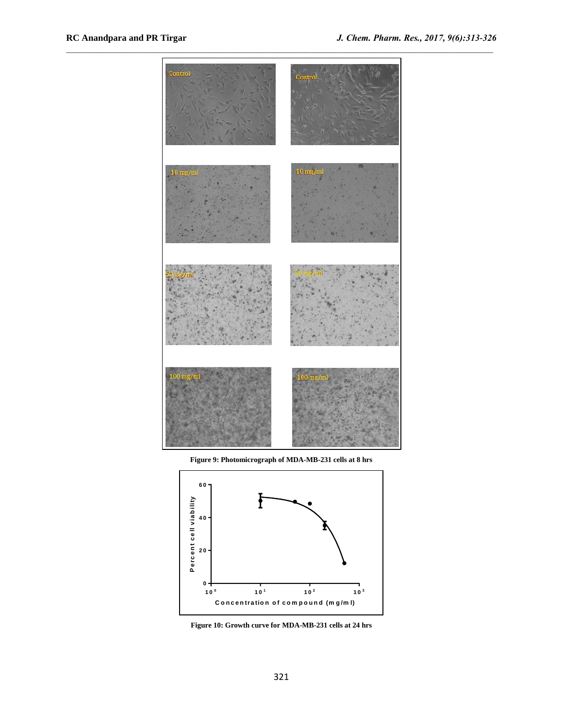Control

Control

10 mg/ml

10 mg/ml

50 mg/ml

50 mg/ml

100 mg/ml

100 mg/ml

**Figure 9: Photomicrograph of MDA-MB-231 cells at 8 hrs**

60

40

20

0

Percent cell viability

$10^0$ $10^1$ $10^2$ $10^3$

Concentration of compound (mg/ml)

**Figure 10: Growth curve for MDA-MB-231 cells at 24 hrs**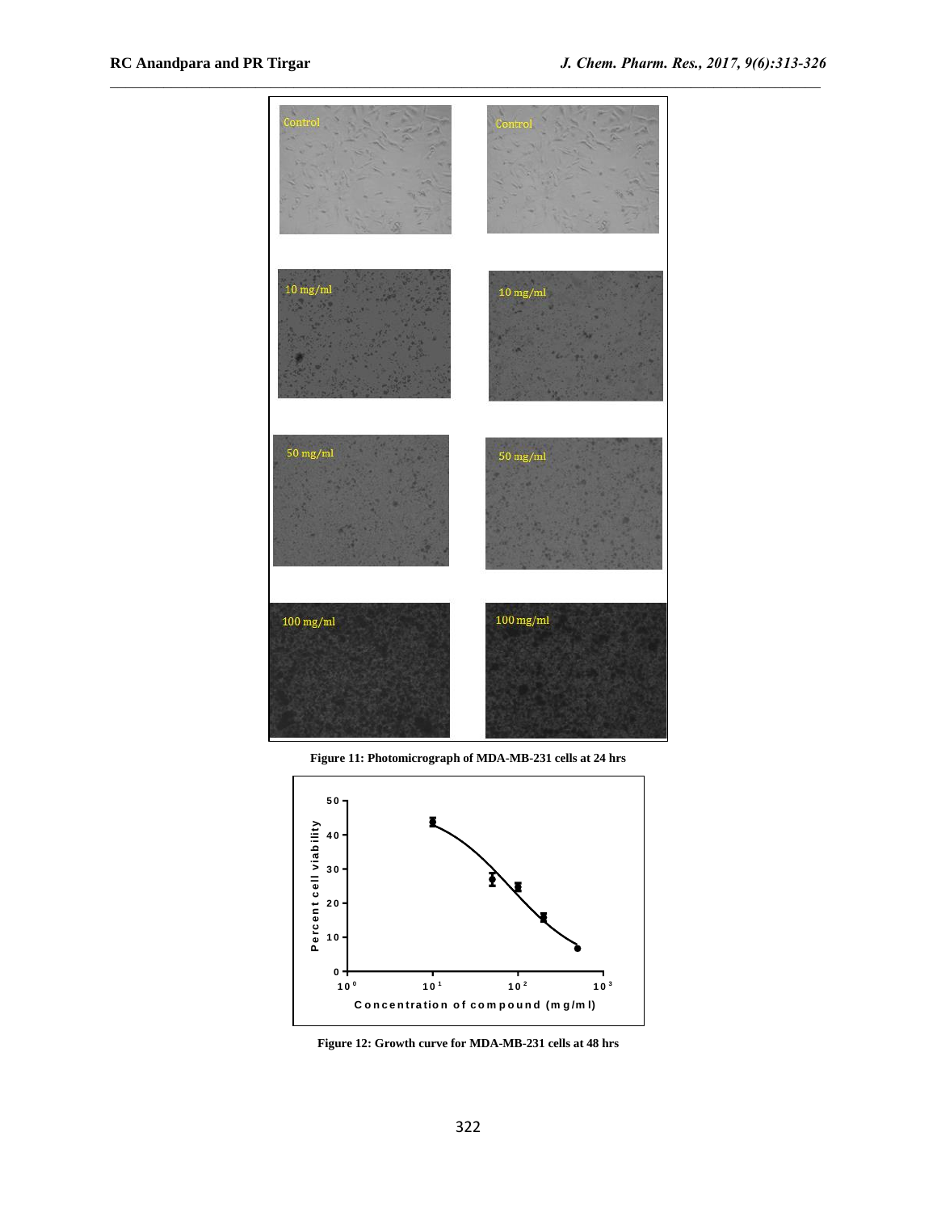Control

Control

10 mg/ml

10 mg/ml

50 mg/ml

50 mg/ml

100 mg/ml

100 mg/ml

**Figure 11: Photomicrograph of MDA-MB-231 cells at 24 hrs**

Percent cell viability

50
40
30
20
10
0

$10^0$ $10^1$ $10^2$ $10^3$

Concentration of compound (mg/ml)

**Figure 12: Growth curve for MDA-MB-231 cells at 48 hrs**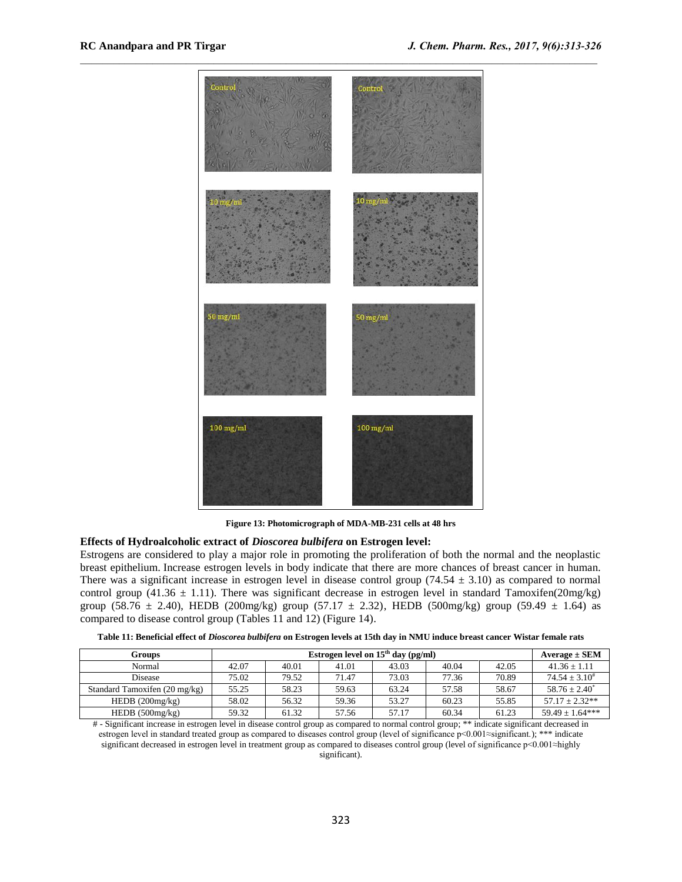Control

Control

10 mg/ml

10 mg/ml

50 mg/ml

50 mg/ml

100 mg/ml

100 mg/ml

**Figure 13: Photomicrograph of MDA-MB-231 cells at 48 hrs**

### Effects of Hydroalcoholic extract of *Dioscorea bulbifera* on Estrogen level:

Estrogens are considered to play a major role in promoting the proliferation of both the normal and the neoplastic breast epithelium. Increase estrogen levels in body indicate that there are more chances of breast cancer in human. There was a significant increase in estrogen level in disease control group (74.54 ± 3.10) as compared to normal control group (41.36 ± 1.11). There was significant decrease in estrogen level in standard Tamoxifen(20mg/kg) group (58.76 ± 2.40), HEDB (200mg/kg) group (57.17 ± 2.32), HEDB (500mg/kg) group (59.49 ± 1.64) as compared to disease control group (Tables 11 and 12) (Figure 14).

**Table 11: Beneficial effect of *Dioscorea bulbifera* on Estrogen levels at 15th day in NMU induce breast cancer Wistar female rats**

| Groups | Estrogen level on 15th day (pg/ml) | | | | | | Average ± SEM |
|---|---|---|---|---|---|---|---|
| Normal | 42.07 | 40.01 | 41.01 | 43.03 | 40.04 | 42.05 | 41.36 ± 1.11 |
| Disease | 75.02 | 79.52 | 71.47 | 73.03 | 77.36 | 70.89 | 74.54 ± 3.10# |
| Standard Tamoxifen (20 mg/kg) | 55.25 | 58.23 | 59.63 | 63.24 | 57.58 | 58.67 | 58.76 ± 2.40* |
| HEDB (200mg/kg) | 58.02 | 56.32 | 59.36 | 53.27 | 60.23 | 55.85 | 57.17 ± 2.32** |
| HEDB (500mg/kg) | 59.32 | 61.32 | 57.56 | 57.17 | 60.34 | 61.23 | 59.49 ± 1.64*** |

# - Significant increase in estrogen level in disease control group as compared to normal control group; ** indicate significant decreased in estrogen level in standard treated group as compared to diseases control group (level of significance p<0.001≈significant.); *** indicate significant decreased in estrogen level in treatment group as compared to diseases control group (level of significance p<0.001≈highly significant).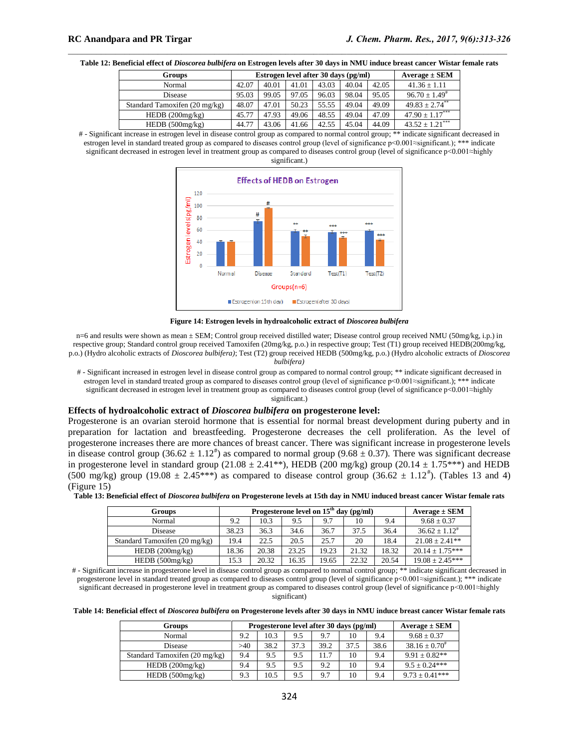**Table 12: Beneficial effect of *Dioscorea bulbifera* on Estrogen levels after 30 days in NMU induce breast cancer Wistar female rats**

| Groups | Estrogen level after 30 days (pg/ml) | | | | | | Average ± SEM |
|---|---|---|---|---|---|---|---|
| Normal | 42.07 | 40.01 | 41.01 | 43.03 | 40.04 | 42.05 | 41.36 ± 1.11 |
| Disease | 95.03 | 99.05 | 97.05 | 96.03 | 98.04 | 95.05 | 96.70 ± 1.49# |
| Standard Tamoxifen (20 mg/kg) | 48.07 | 47.01 | 50.23 | 55.55 | 49.04 | 49.09 | 49.83 ± 2.74** |
| HEDB (200mg/kg) | 45.77 | 47.93 | 49.06 | 48.55 | 49.04 | 47.09 | 47.90 ± 1.17*** |
| HEDB (500mg/kg) | 44.77 | 43.06 | 41.66 | 42.55 | 45.04 | 44.09 | 43.52 ± 1.21*** |

# - Significant increase in estrogen level in disease control group as compared to normal control group; ** indicate significant decreased in estrogen level in standard treated group as compared to diseases control group (level of significance p<0.001≈significant.); *** indicate significant decreased in estrogen level in treatment group as compared to diseases control group (level of significance p<0.001≈highly significant.)

Effects of HEDB on Estrogen

Estrogen levels(pg/ml)

120
100
80
60
40
20
0

Normal
Disease
Standard
Test(T1)
Test(T2)

Groups(n=6)

Estrogen(on 15th day)
Estrogen(after 30 days)

**Figure 14: Estrogen levels in hydroalcoholic extract of *Dioscorea bulbifera***

n=6 and results were shown as mean ± SEM; Control group received distilled water; Disease control group received NMU (50mg/kg, i.p.) in respective group; Standard control group received Tamoxifen (20mg/kg, p.o.) in respective group; Test (T1) group received HEDB(200mg/kg, p.o.) (Hydro alcoholic extracts of *Dioscorea bulbifera)*; Test (T2) group received HEDB (500mg/kg, p.o.) (Hydro alcoholic extracts of *Dioscorea bulbifera)*

# - Significant increased in estrogen level in disease control group as compared to normal control group; ** indicate significant decreased in estrogen level in standard treated group as compared to diseases control group (level of significance p<0.001≈significant.); *** indicate significant decreased in estrogen level in treatment group as compared to diseases control group (level of significance p<0.001≈highly significant.)

### Effects of hydroalcoholic extract of *Dioscorea bulbifera* on progesterone level:

Progesterone is an ovarian steroid hormone that is essential for normal breast development during puberty and in preparation for lactation and breastfeeding. Progesterone decreases the cell proliferation. As the level of progesterone increases there are more chances of breast cancer. There was significant increase in progesterone levels in disease control group (36.62 ± 1.12#) as compared to normal group (9.68 ± 0.37). There was significant decrease in progesterone level in standard group (21.08 ± 2.41**), HEDB (200 mg/kg) group (20.14 ± 1.75***) and HEDB (500 mg/kg) group (19.08 ± 2.45***) as compared to disease control group (36.62 ± 1.12#). (Tables 13 and 4) (Figure 15)

**Table 13: Beneficial effect of *Dioscorea bulbifera* on Progesterone levels at 15th day in NMU induced breast cancer Wistar female rats**

| Groups | Progesterone level on 15th day (pg/ml) | | | | | | Average ± SEM |
|---|---|---|---|---|---|---|---|
| Normal | 9.2 | 10.3 | 9.5 | 9.7 | 10 | 9.4 | 9.68 ± 0.37 |
| Disease | 38.23 | 36.3 | 34.6 | 36.7 | 37.5 | 36.4 | 36.62 ± 1.12# |
| Standard Tamoxifen (20 mg/kg) | 19.4 | 22.5 | 20.5 | 25.7 | 20 | 18.4 | 21.08 ± 2.41** |
| HEDB (200mg/kg) | 18.36 | 20.38 | 23.25 | 19.23 | 21.32 | 18.32 | 20.14 ± 1.75*** |
| HEDB (500mg/kg) | 15.3 | 20.32 | 16.35 | 19.65 | 22.32 | 20.54 | 19.08 ± 2.45*** |

# - Significant increase in progesterone level in disease control group as compared to normal control group; ** indicate significant decreased in progesterone level in standard treated group as compared to diseases control group (level of significance p<0.001≈significant.); *** indicate significant decreased in progesterone level in treatment group as compared to diseases control group (level of significance p<0.001≈highly significant)

**Table 14: Beneficial effect of *Dioscorea bulbifera* on Progesterone levels after 30 days in NMU induce breast cancer Wistar female rats**

| Groups | Progesterone level after 30 days (pg/ml) | | | | | | Average ± SEM |
|---|---|---|---|---|---|---|---|
| Normal | 9.2 | 10.3 | 9.5 | 9.7 | 10 | 9.4 | 9.68 ± 0.37 |
| Disease | >40 | 38.2 | 37.3 | 39.2 | 37.5 | 38.6 | 38.16 ± 0.70# |
| Standard Tamoxifen (20 mg/kg) | 9.4 | 9.5 | 9.5 | 11.7 | 10 | 9.4 | 9.91 ± 0.82** |
| HEDB (200mg/kg) | 9.4 | 9.5 | 9.5 | 9.2 | 10 | 9.4 | 9.5 ± 0.24*** |
| HEDB (500mg/kg) | 9.3 | 10.5 | 9.5 | 9.7 | 10 | 9.4 | 9.73 ± 0.41*** |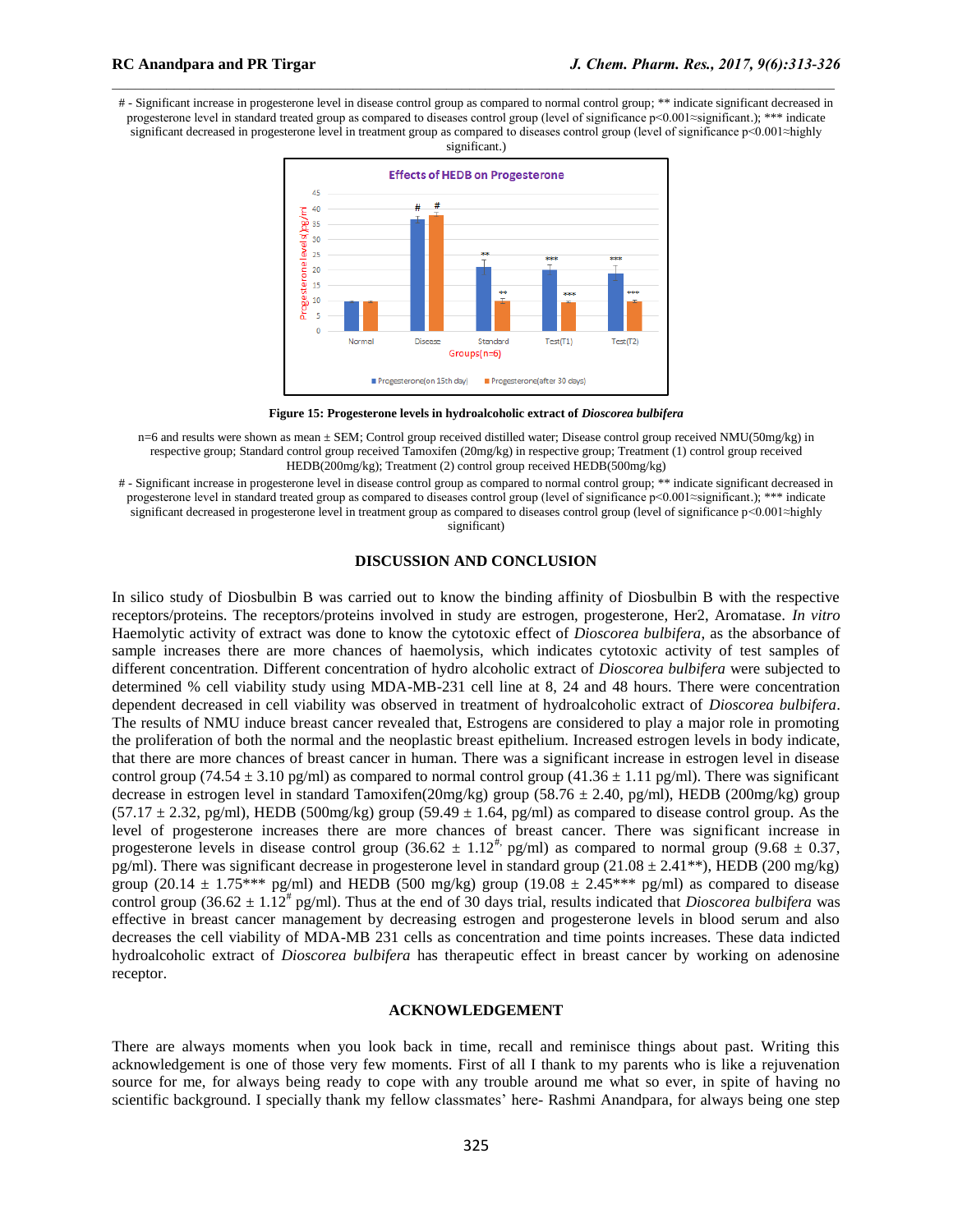# - Significant increase in progesterone level in disease control group as compared to normal control group; ** indicate significant decreased in progesterone level in standard treated group as compared to diseases control group (level of significance p<0.001≈significant.); *** indicate significant decreased in progesterone level in treatment group as compared to diseases control group (level of significance p<0.001≈highly significant.)

Effects of HEDB on Progesterone

Progesterone levels(pg/ml)

45
40
35
30
25
20
15
10
5
0

#
#
**
**
***
***
***
***

Normal
Disease
Standard
Test(T1)
Test(T2)

Groups(n=6)

Progesterone(on 15th day)
Progesterone(after 30 days)

**Figure 15: Progesterone levels in hydroalcoholic extract of *Dioscorea bulbifera***

n=6 and results were shown as mean ± SEM; Control group received distilled water; Disease control group received NMU(50mg/kg) in respective group; Standard control group received Tamoxifen (20mg/kg) in respective group; Treatment (1) control group received HEDB(200mg/kg); Treatment (2) control group received HEDB(500mg/kg)

# - Significant increase in progesterone level in disease control group as compared to normal control group; ** indicate significant decreased in progesterone level in standard treated group as compared to diseases control group (level of significance p<0.001≈significant.); *** indicate significant decreased in progesterone level in treatment group as compared to diseases control group (level of significance p<0.001≈highly significant)

## DISCUSSION AND CONCLUSION

In silico study of Diosbulbin B was carried out to know the binding affinity of Diosbulbin B with the respective receptors/proteins. The receptors/proteins involved in study are estrogen, progesterone, Her2, Aromatase. *In vitro* Haemolytic activity of extract was done to know the cytotoxic effect of *Dioscorea bulbifera*, as the absorbance of sample increases there are more chances of haemolysis, which indicates cytotoxic activity of test samples of different concentration. Different concentration of hydro alcoholic extract of *Dioscorea bulbifera* were subjected to determined % cell viability study using MDA-MB-231 cell line at 8, 24 and 48 hours. There were concentration dependent decreased in cell viability was observed in treatment of hydroalcoholic extract of *Dioscorea bulbifera*. The results of NMU induce breast cancer revealed that, Estrogens are considered to play a major role in promoting the proliferation of both the normal and the neoplastic breast epithelium. Increased estrogen levels in body indicate, that there are more chances of breast cancer in human. There was a significant increase in estrogen level in disease control group (74.54 ± 3.10 pg/ml) as compared to normal control group (41.36 ± 1.11 pg/ml). There was significant decrease in estrogen level in standard Tamoxifen(20mg/kg) group (58.76 ± 2.40, pg/ml), HEDB (200mg/kg) group (57.17 ± 2.32, pg/ml), HEDB (500mg/kg) group (59.49 ± 1.64, pg/ml) as compared to disease control group. As the level of progesterone increases there are more chances of breast cancer. There was significant increase in progesterone levels in disease control group (36.62 ± 1.12#, pg/ml) as compared to normal group (9.68 ± 0.37, pg/ml). There was significant decrease in progesterone level in standard group (21.08 ± 2.41**), HEDB (200 mg/kg) group (20.14 ± 1.75*** pg/ml) and HEDB (500 mg/kg) group (19.08 ± 2.45*** pg/ml) as compared to disease control group (36.62 ± 1.12# pg/ml). Thus at the end of 30 days trial, results indicated that *Dioscorea bulbifera* was effective in breast cancer management by decreasing estrogen and progesterone levels in blood serum and also decreases the cell viability of MDA-MB 231 cells as concentration and time points increases. These data indicted hydroalcoholic extract of *Dioscorea bulbifera* has therapeutic effect in breast cancer by working on adenosine receptor.

## ACKNOWLEDGEMENT

There are always moments when you look back in time, recall and reminisce things about past. Writing this acknowledgement is one of those very few moments. First of all I thank to my parents who is like a rejuvenation source for me, for always being ready to cope with any trouble around me what so ever, in spite of having no scientific background. I specially thank my fellow classmates' here- Rashmi Anandpara, for always being one step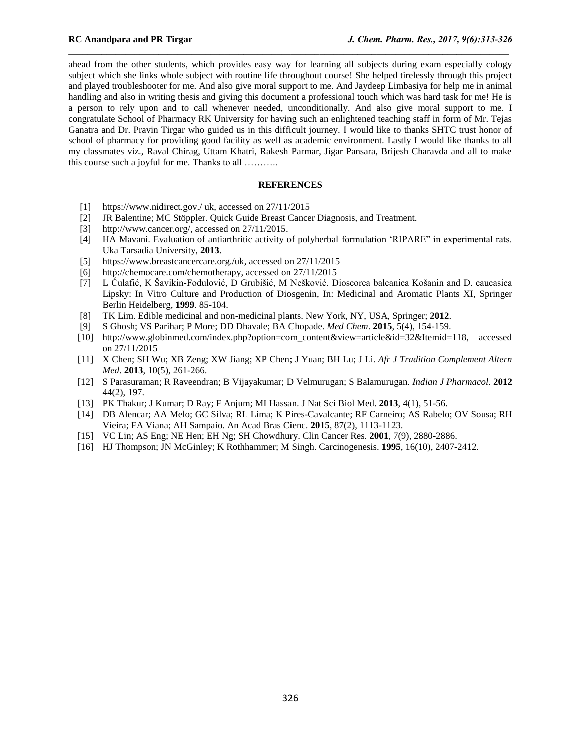ahead from the other students, which provides easy way for learning all subjects during exam especially cology subject which she links whole subject with routine life throughout course! She helped tirelessly through this project and played troubleshooter for me. And also give moral support to me. And Jaydeep Limbasiya for help me in animal handling and also in writing thesis and giving this document a professional touch which was hard task for me! He is a person to rely upon and to call whenever needed, unconditionally. And also give moral support to me. I congratulate School of Pharmacy RK University for having such an enlightened teaching staff in form of Mr. Tejas Ganatra and Dr. Pravin Tirgar who guided us in this difficult journey. I would like to thanks SHTC trust honor of school of pharmacy for providing good facility as well as academic environment. Lastly I would like thanks to all my classmates viz., Raval Chirag, Uttam Khatri, Rakesh Parmar, Jigar Pansara, Brijesh Charavda and all to make this course such a joyful for me. Thanks to all ………..

## REFERENCES

[1] https://www.nidirect.gov./ uk, accessed on 27/11/2015

[2] JR Balentine; MC Stöppler. Quick Guide Breast Cancer Diagnosis, and Treatment.

[3] http://www.cancer.org/, accessed on 27/11/2015.

[4] HA Mavani. Evaluation of antiarthritic activity of polyherbal formulation 'RIPARE" in experimental rats. Uka Tarsadia University, **2013**.

[5] https://www.breastcancercare.org./uk, accessed on 27/11/2015

[6] http://chemocare.com/chemotherapy, accessed on 27/11/2015

[7] L Ćulafić, K Šavikin-Fodulović, D Grubišić, M Nešković. Dioscorea balcanica Košanin and D. caucasica Lipsky: In Vitro Culture and Production of Diosgenin, In: Medicinal and Aromatic Plants XI, Springer Berlin Heidelberg, **1999**. 85-104.

[8] TK Lim. Edible medicinal and non-medicinal plants. New York, NY, USA, Springer; **2012**.

[9] S Ghosh; VS Parihar; P More; DD Dhavale; BA Chopade. *Med Chem*. **2015**, 5(4), 154-159.

[10] http://www.globinmed.com/index.php?option=com_content&view=article&id=32&Itemid=118, accessed on 27/11/2015

[11] X Chen; SH Wu; XB Zeng; XW Jiang; XP Chen; J Yuan; BH Lu; J Li. *Afr J Tradition Complement Altern Med*. **2013**, 10(5), 261-266.

[12] S Parasuraman; R Raveendran; B Vijayakumar; D Velmurugan; S Balamurugan. *Indian J Pharmacol*. **2012** 44(2), 197.

[13] PK Thakur; J Kumar; D Ray; F Anjum; MI Hassan. J Nat Sci Biol Med. **2013**, 4(1), 51-56.

[14] DB Alencar; AA Melo; GC Silva; RL Lima; K Pires-Cavalcante; RF Carneiro; AS Rabelo; OV Sousa; RH Vieira; FA Viana; AH Sampaio. An Acad Bras Cienc. **2015**, 87(2), 1113-1123.

[15] VC Lin; AS Eng; NE Hen; EH Ng; SH Chowdhury. Clin Cancer Res. **2001**, 7(9), 2880-2886.

[16] HJ Thompson; JN McGinley; K Rothhammer; M Singh. Carcinogenesis. **1995**, 16(10), 2407-2412.